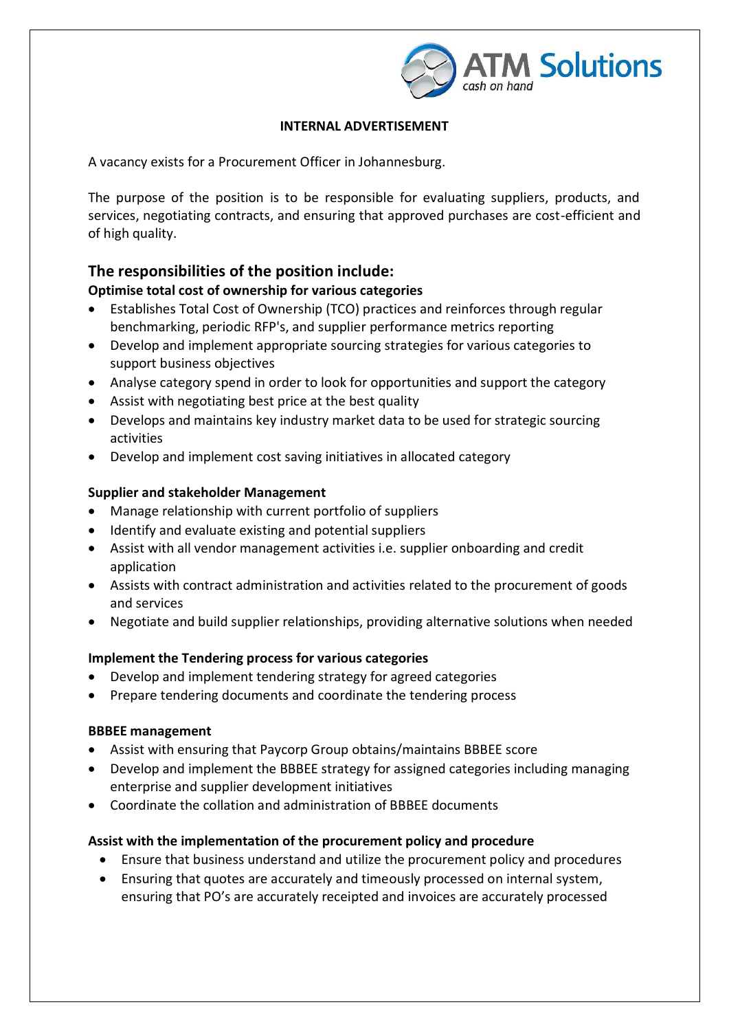ATM Solutions
*cash on hand*

**INTERNAL ADVERTISEMENT**

A vacancy exists for a Procurement Officer in Johannesburg.

The purpose of the position is to be responsible for evaluating suppliers, products, and services, negotiating contracts, and ensuring that approved purchases are cost-efficient and of high quality.

## The responsibilities of the position include:

**Optimise total cost of ownership for various categories**

- Establishes Total Cost of Ownership (TCO) practices and reinforces through regular benchmarking, periodic RFP's, and supplier performance metrics reporting
- Develop and implement appropriate sourcing strategies for various categories to support business objectives
- Analyse category spend in order to look for opportunities and support the category
- Assist with negotiating best price at the best quality
- Develops and maintains key industry market data to be used for strategic sourcing activities
- Develop and implement cost saving initiatives in allocated category

**Supplier and stakeholder Management**

- Manage relationship with current portfolio of suppliers
- Identify and evaluate existing and potential suppliers
- Assist with all vendor management activities i.e. supplier onboarding and credit application
- Assists with contract administration and activities related to the procurement of goods and services
- Negotiate and build supplier relationships, providing alternative solutions when needed

**Implement the Tendering process for various categories**

- Develop and implement tendering strategy for agreed categories
- Prepare tendering documents and coordinate the tendering process

**BBBEE management**

- Assist with ensuring that Paycorp Group obtains/maintains BBBEE score
- Develop and implement the BBBEE strategy for assigned categories including managing enterprise and supplier development initiatives
- Coordinate the collation and administration of BBBEE documents

**Assist with the implementation of the procurement policy and procedure**

- Ensure that business understand and utilize the procurement policy and procedures
- Ensuring that quotes are accurately and timeously processed on internal system, ensuring that PO's are accurately receipted and invoices are accurately processed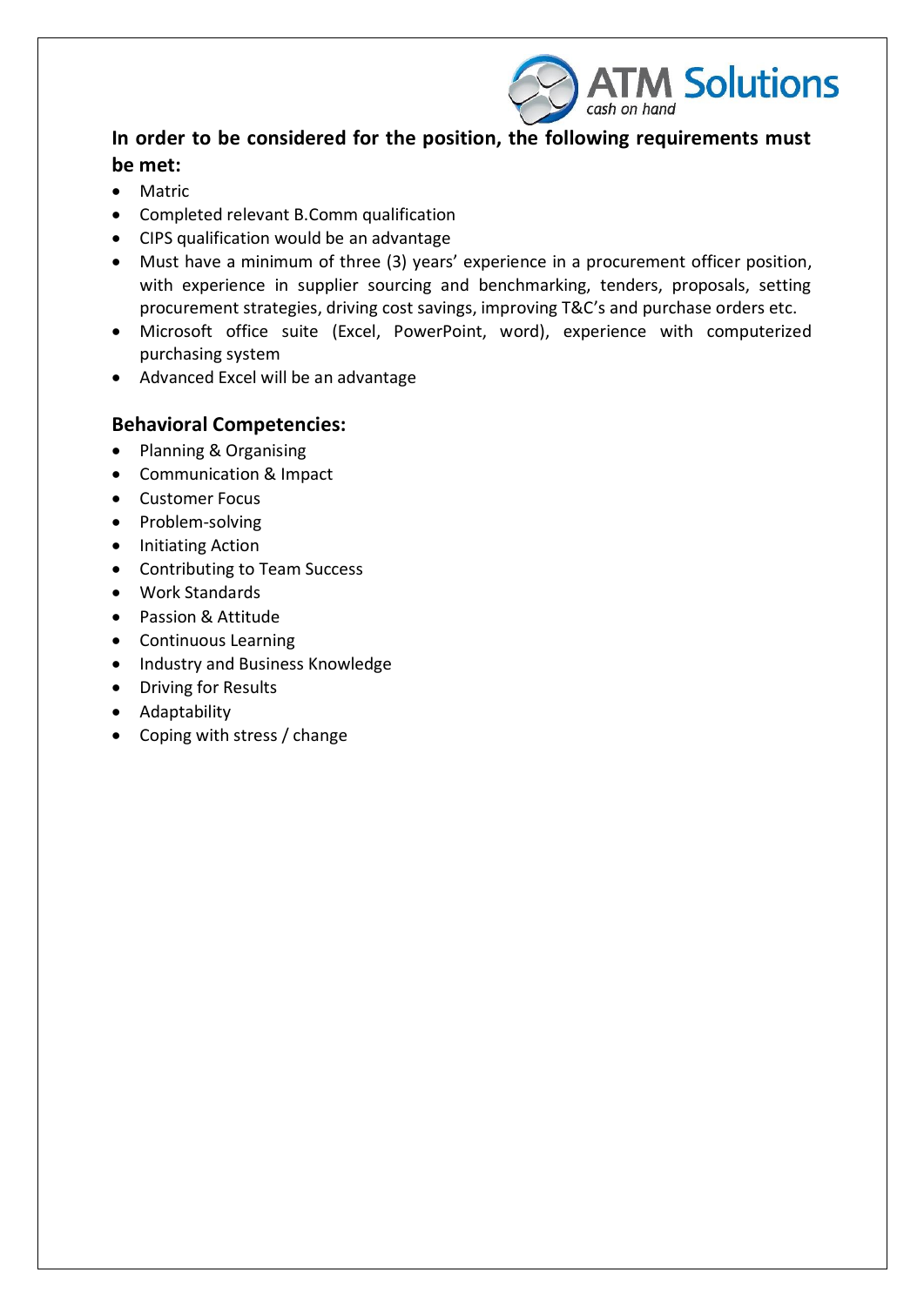**In order to be considered for the position, the following requirements must be met:**

- Matric
- Completed relevant B.Comm qualification
- CIPS qualification would be an advantage
- Must have a minimum of three (3) years' experience in a procurement officer position, with experience in supplier sourcing and benchmarking, tenders, proposals, setting procurement strategies, driving cost savings, improving T&C's and purchase orders etc.
- Microsoft office suite (Excel, PowerPoint, word), experience with computerized purchasing system
- Advanced Excel will be an advantage

**Behavioral Competencies:**

- Planning & Organising
- Communication & Impact
- Customer Focus
- Problem-solving
- Initiating Action
- Contributing to Team Success
- Work Standards
- Passion & Attitude
- Continuous Learning
- Industry and Business Knowledge
- Driving for Results
- Adaptability
- Coping with stress / change